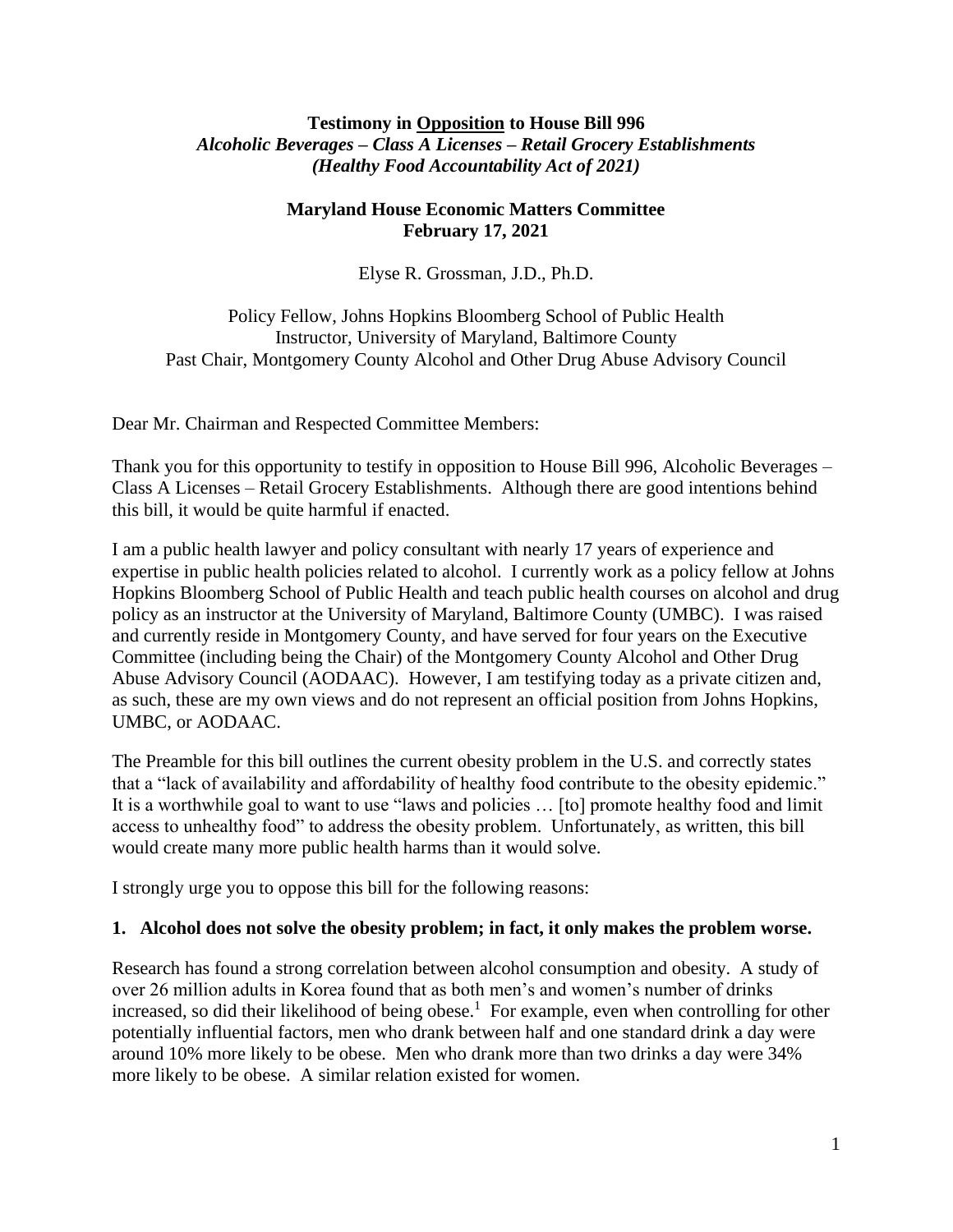**Testimony in <u>Opposition</u> to House Bill 996**
*Alcoholic Beverages – Class A Licenses – Retail Grocery Establishments*
*(Healthy Food Accountability Act of 2021)*

**Maryland House Economic Matters Committee**
**February 17, 2021**

Elyse R. Grossman, J.D., Ph.D.

Policy Fellow, Johns Hopkins Bloomberg School of Public Health
Instructor, University of Maryland, Baltimore County
Past Chair, Montgomery County Alcohol and Other Drug Abuse Advisory Council

Dear Mr. Chairman and Respected Committee Members:

Thank you for this opportunity to testify in opposition to House Bill 996, Alcoholic Beverages – Class A Licenses – Retail Grocery Establishments. Although there are good intentions behind this bill, it would be quite harmful if enacted.

I am a public health lawyer and policy consultant with nearly 17 years of experience and expertise in public health policies related to alcohol. I currently work as a policy fellow at Johns Hopkins Bloomberg School of Public Health and teach public health courses on alcohol and drug policy as an instructor at the University of Maryland, Baltimore County (UMBC). I was raised and currently reside in Montgomery County, and have served for four years on the Executive Committee (including being the Chair) of the Montgomery County Alcohol and Other Drug Abuse Advisory Council (AODAAC). However, I am testifying today as a private citizen and, as such, these are my own views and do not represent an official position from Johns Hopkins, UMBC, or AODAAC.

The Preamble for this bill outlines the current obesity problem in the U.S. and correctly states that a "lack of availability and affordability of healthy food contribute to the obesity epidemic." It is a worthwhile goal to want to use "laws and policies … [to] promote healthy food and limit access to unhealthy food" to address the obesity problem. Unfortunately, as written, this bill would create many more public health harms than it would solve.

I strongly urge you to oppose this bill for the following reasons:

**1. Alcohol does not solve the obesity problem; in fact, it only makes the problem worse.**

Research has found a strong correlation between alcohol consumption and obesity. A study of over 26 million adults in Korea found that as both men's and women's number of drinks increased, so did their likelihood of being obese.[1] For example, even when controlling for other potentially influential factors, men who drank between half and one standard drink a day were around 10% more likely to be obese. Men who drank more than two drinks a day were 34% more likely to be obese. A similar relation existed for women.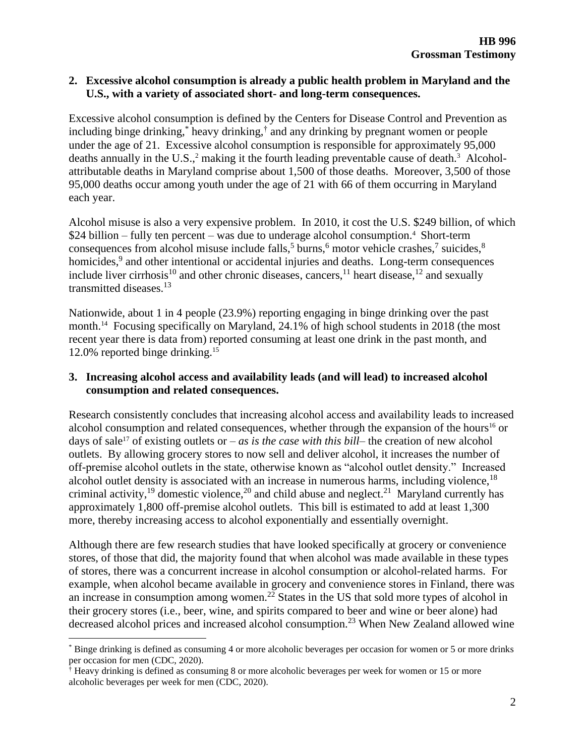**2. Excessive alcohol consumption is already a public health problem in Maryland and the U.S., with a variety of associated short- and long-term consequences.**

Excessive alcohol consumption is defined by the Centers for Disease Control and Prevention as including binge drinking,[*] heavy drinking,[†] and any drinking by pregnant women or people under the age of 21. Excessive alcohol consumption is responsible for approximately 95,000 deaths annually in the U.S.,[2] making it the fourth leading preventable cause of death.[3] Alcohol-attributable deaths in Maryland comprise about 1,500 of those deaths. Moreover, 3,500 of those 95,000 deaths occur among youth under the age of 21 with 66 of them occurring in Maryland each year.

Alcohol misuse is also a very expensive problem. In 2010, it cost the U.S. $249 billion, of which $24 billion – fully ten percent – was due to underage alcohol consumption.[4] Short-term consequences from alcohol misuse include falls,[5] burns,[6] motor vehicle crashes,[7] suicides,[8] homicides,[9] and other intentional or accidental injuries and deaths. Long-term consequences include liver cirrhosis[10] and other chronic diseases, cancers,[11] heart disease,[12] and sexually transmitted diseases.[13]

Nationwide, about 1 in 4 people (23.9%) reporting engaging in binge drinking over the past month.[14] Focusing specifically on Maryland, 24.1% of high school students in 2018 (the most recent year there is data from) reported consuming at least one drink in the past month, and 12.0% reported binge drinking.[15]

**3. Increasing alcohol access and availability leads (and will lead) to increased alcohol consumption and related consequences.**

Research consistently concludes that increasing alcohol access and availability leads to increased alcohol consumption and related consequences, whether through the expansion of the hours[16] or days of sale[17] of existing outlets or – *as is the case with this bill*– the creation of new alcohol outlets. By allowing grocery stores to now sell and deliver alcohol, it increases the number of off-premise alcohol outlets in the state, otherwise known as "alcohol outlet density." Increased alcohol outlet density is associated with an increase in numerous harms, including violence,[18] criminal activity,[19] domestic violence,[20] and child abuse and neglect.[21] Maryland currently has approximately 1,800 off-premise alcohol outlets. This bill is estimated to add at least 1,300 more, thereby increasing access to alcohol exponentially and essentially overnight.

Although there are few research studies that have looked specifically at grocery or convenience stores, of those that did, the majority found that when alcohol was made available in these types of stores, there was a concurrent increase in alcohol consumption or alcohol-related harms. For example, when alcohol became available in grocery and convenience stores in Finland, there was an increase in consumption among women.[22] States in the US that sold more types of alcohol in their grocery stores (i.e., beer, wine, and spirits compared to beer and wine or beer alone) had decreased alcohol prices and increased alcohol consumption.[23] When New Zealand allowed wine

---

[*] Binge drinking is defined as consuming 4 or more alcoholic beverages per occasion for women or 5 or more drinks per occasion for men (CDC, 2020).

[†] Heavy drinking is defined as consuming 8 or more alcoholic beverages per week for women or 15 or more alcoholic beverages per week for men (CDC, 2020).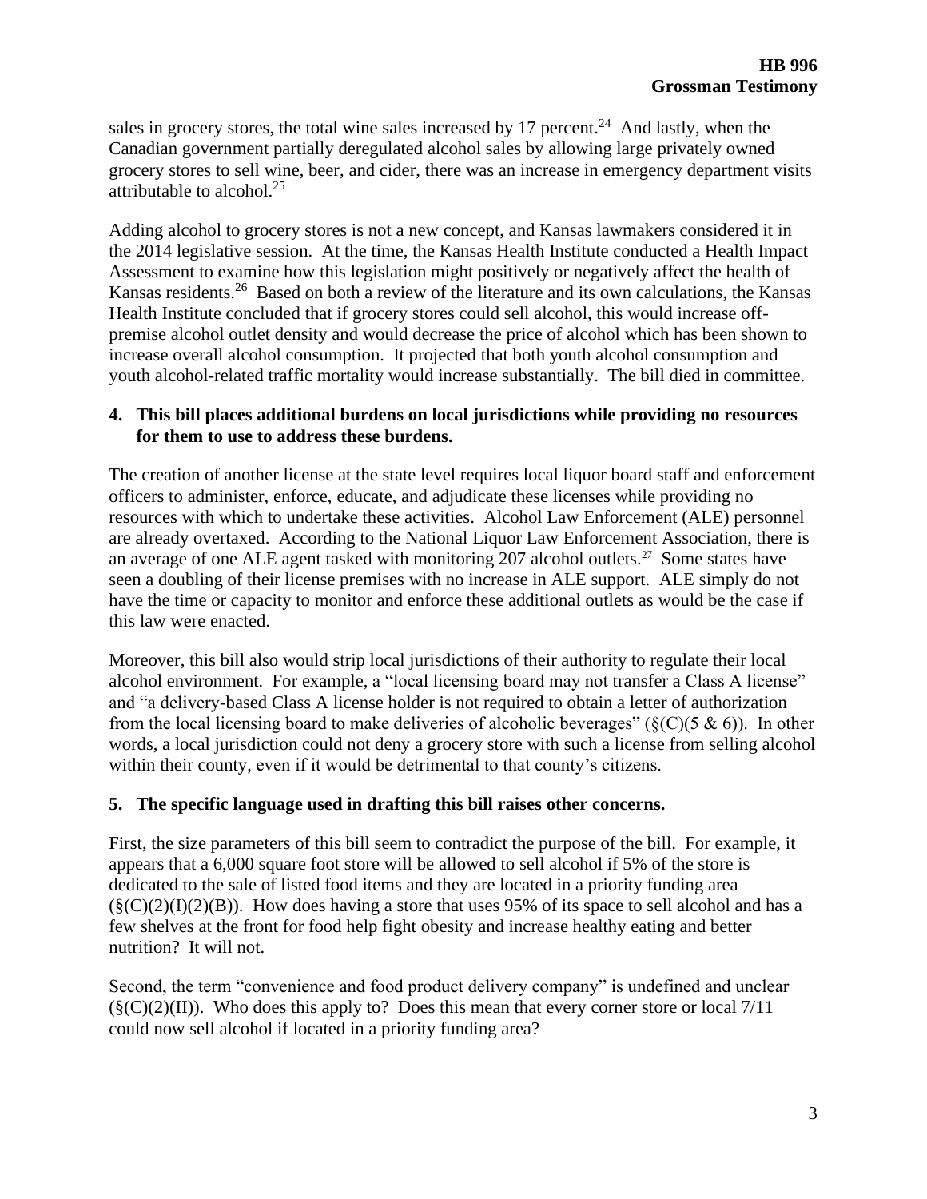sales in grocery stores, the total wine sales increased by 17 percent.[24] And lastly, when the Canadian government partially deregulated alcohol sales by allowing large privately owned grocery stores to sell wine, beer, and cider, there was an increase in emergency department visits attributable to alcohol.[25]

Adding alcohol to grocery stores is not a new concept, and Kansas lawmakers considered it in the 2014 legislative session. At the time, the Kansas Health Institute conducted a Health Impact Assessment to examine how this legislation might positively or negatively affect the health of Kansas residents.[26] Based on both a review of the literature and its own calculations, the Kansas Health Institute concluded that if grocery stores could sell alcohol, this would increase off-premise alcohol outlet density and would decrease the price of alcohol which has been shown to increase overall alcohol consumption. It projected that both youth alcohol consumption and youth alcohol-related traffic mortality would increase substantially. The bill died in committee.

**4. This bill places additional burdens on local jurisdictions while providing no resources for them to use to address these burdens.**

The creation of another license at the state level requires local liquor board staff and enforcement officers to administer, enforce, educate, and adjudicate these licenses while providing no resources with which to undertake these activities. Alcohol Law Enforcement (ALE) personnel are already overtaxed. According to the National Liquor Law Enforcement Association, there is an average of one ALE agent tasked with monitoring 207 alcohol outlets.[27] Some states have seen a doubling of their license premises with no increase in ALE support. ALE simply do not have the time or capacity to monitor and enforce these additional outlets as would be the case if this law were enacted.

Moreover, this bill also would strip local jurisdictions of their authority to regulate their local alcohol environment. For example, a "local licensing board may not transfer a Class A license" and "a delivery-based Class A license holder is not required to obtain a letter of authorization from the local licensing board to make deliveries of alcoholic beverages" (§(C)(5 & 6)). In other words, a local jurisdiction could not deny a grocery store with such a license from selling alcohol within their county, even if it would be detrimental to that county's citizens.

**5. The specific language used in drafting this bill raises other concerns.**

First, the size parameters of this bill seem to contradict the purpose of the bill. For example, it appears that a 6,000 square foot store will be allowed to sell alcohol if 5% of the store is dedicated to the sale of listed food items and they are located in a priority funding area (§(C)(2)(I)(2)(B)). How does having a store that uses 95% of its space to sell alcohol and has a few shelves at the front for food help fight obesity and increase healthy eating and better nutrition? It will not.

Second, the term "convenience and food product delivery company" is undefined and unclear (§(C)(2)(II)). Who does this apply to? Does this mean that every corner store or local 7/11 could now sell alcohol if located in a priority funding area?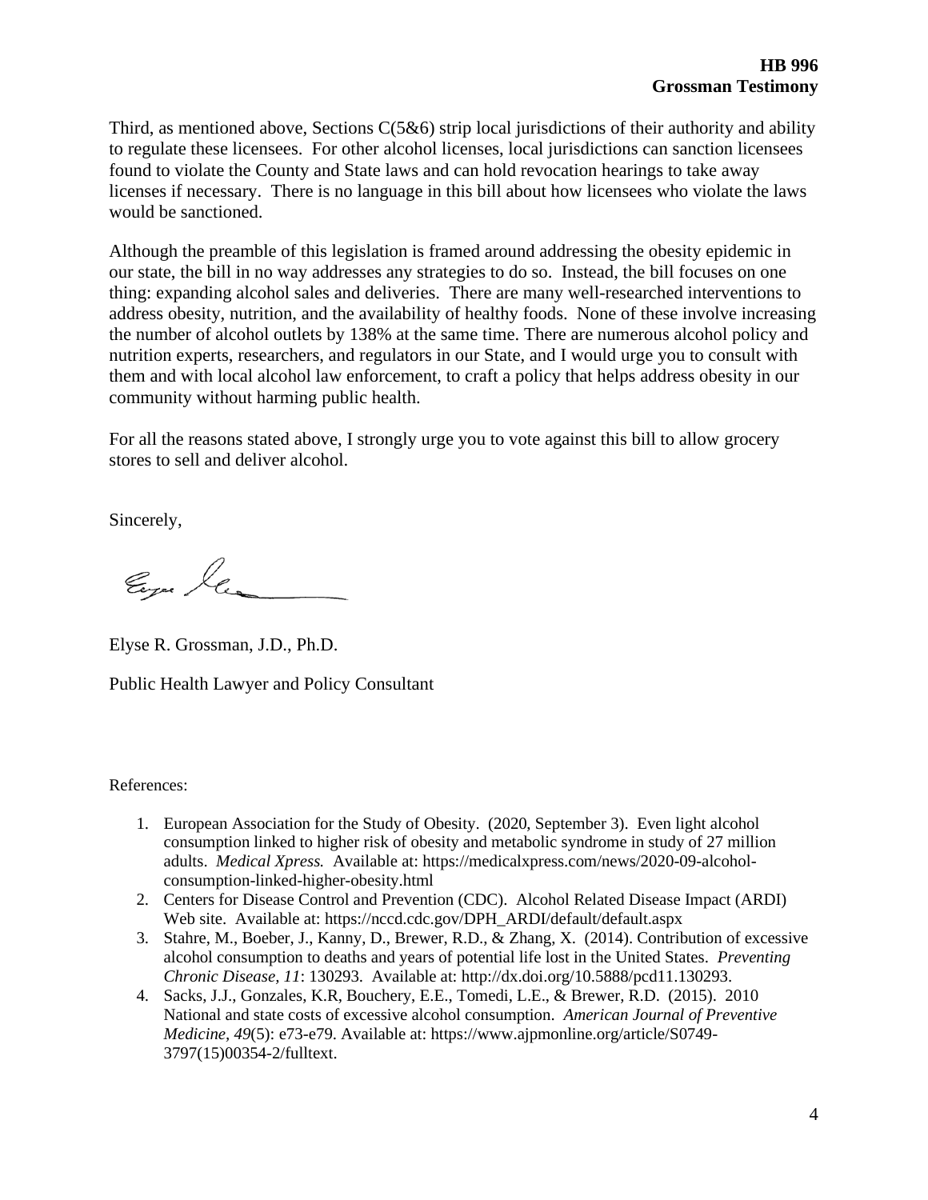Third, as mentioned above, Sections C(5&6) strip local jurisdictions of their authority and ability to regulate these licensees. For other alcohol licenses, local jurisdictions can sanction licensees found to violate the County and State laws and can hold revocation hearings to take away licenses if necessary. There is no language in this bill about how licensees who violate the laws would be sanctioned.

Although the preamble of this legislation is framed around addressing the obesity epidemic in our state, the bill in no way addresses any strategies to do so. Instead, the bill focuses on one thing: expanding alcohol sales and deliveries. There are many well-researched interventions to address obesity, nutrition, and the availability of healthy foods. None of these involve increasing the number of alcohol outlets by 138% at the same time. There are numerous alcohol policy and nutrition experts, researchers, and regulators in our State, and I would urge you to consult with them and with local alcohol law enforcement, to craft a policy that helps address obesity in our community without harming public health.

For all the reasons stated above, I strongly urge you to vote against this bill to allow grocery stores to sell and deliver alcohol.

Sincerely,

Elyse R. Grossman, J.D., Ph.D.

Public Health Lawyer and Policy Consultant

References:

1. European Association for the Study of Obesity. (2020, September 3). Even light alcohol consumption linked to higher risk of obesity and metabolic syndrome in study of 27 million adults. *Medical Xpress.* Available at: https://medicalxpress.com/news/2020-09-alcohol-consumption-linked-higher-obesity.html
2. Centers for Disease Control and Prevention (CDC). Alcohol Related Disease Impact (ARDI) Web site. Available at: https://nccd.cdc.gov/DPH_ARDI/default/default.aspx
3. Stahre, M., Boeber, J., Kanny, D., Brewer, R.D., & Zhang, X. (2014). Contribution of excessive alcohol consumption to deaths and years of potential life lost in the United States. *Preventing Chronic Disease, 11*: 130293. Available at: http://dx.doi.org/10.5888/pcd11.130293.
4. Sacks, J.J., Gonzales, K.R, Bouchery, E.E., Tomedi, L.E., & Brewer, R.D. (2015). 2010 National and state costs of excessive alcohol consumption. *American Journal of Preventive Medicine, 49*(5): e73-e79. Available at: https://www.ajpmonline.org/article/S0749-3797(15)00354-2/fulltext.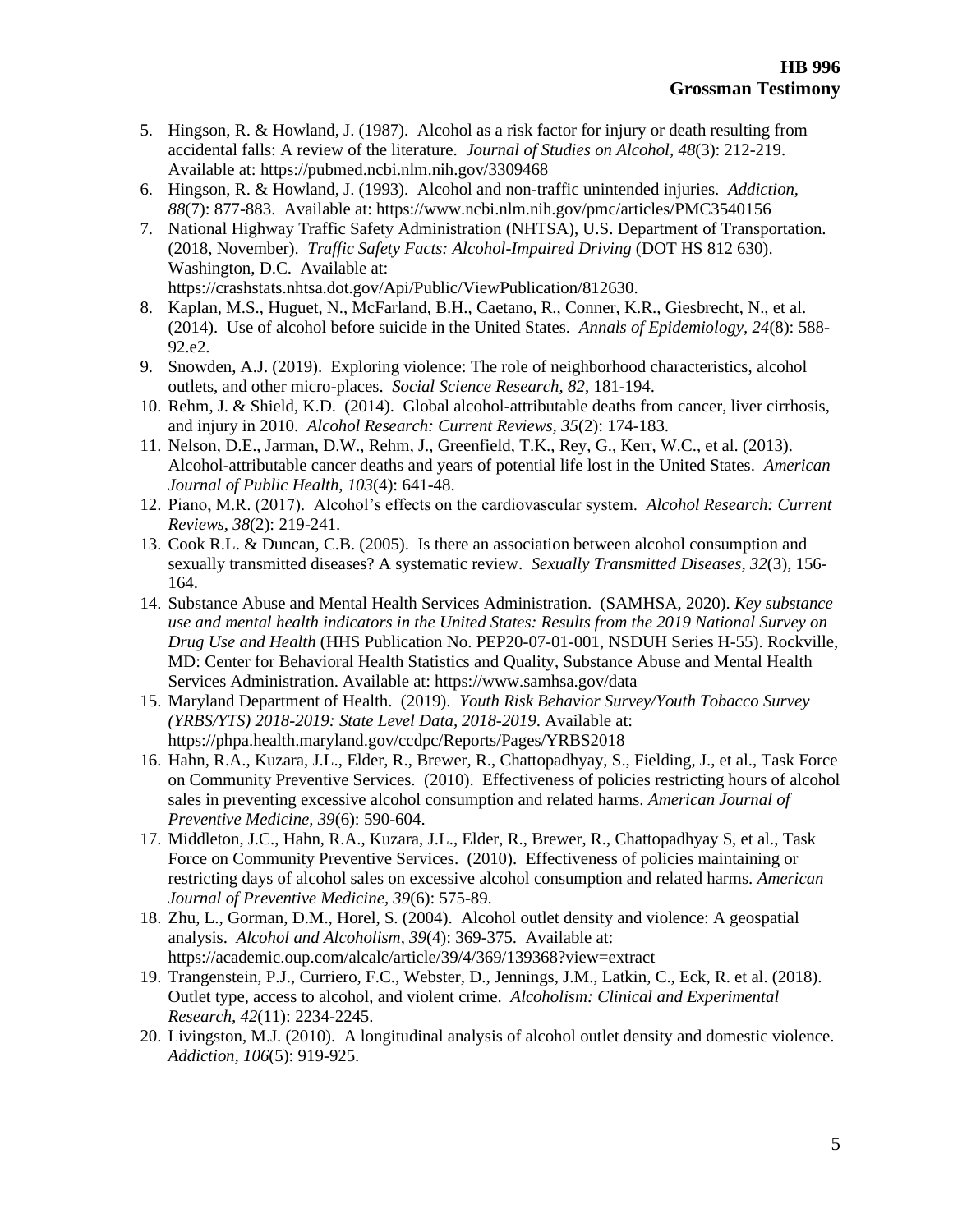5. Hingson, R. & Howland, J. (1987). Alcohol as a risk factor for injury or death resulting from accidental falls: A review of the literature. *Journal of Studies on Alcohol, 48*(3): 212-219. Available at: https://pubmed.ncbi.nlm.nih.gov/3309468
6. Hingson, R. & Howland, J. (1993). Alcohol and non-traffic unintended injuries. *Addiction, 88*(7): 877-883. Available at: https://www.ncbi.nlm.nih.gov/pmc/articles/PMC3540156
7. National Highway Traffic Safety Administration (NHTSA), U.S. Department of Transportation. (2018, November). *Traffic Safety Facts: Alcohol-Impaired Driving* (DOT HS 812 630). Washington, D.C. Available at: https://crashstats.nhtsa.dot.gov/Api/Public/ViewPublication/812630.
8. Kaplan, M.S., Huguet, N., McFarland, B.H., Caetano, R., Conner, K.R., Giesbrecht, N., et al. (2014). Use of alcohol before suicide in the United States. *Annals of Epidemiology, 24*(8): 588-92.e2.
9. Snowden, A.J. (2019). Exploring violence: The role of neighborhood characteristics, alcohol outlets, and other micro-places. *Social Science Research, 82*, 181-194.
10. Rehm, J. & Shield, K.D. (2014). Global alcohol-attributable deaths from cancer, liver cirrhosis, and injury in 2010. *Alcohol Research: Current Reviews, 35*(2): 174-183.
11. Nelson, D.E., Jarman, D.W., Rehm, J., Greenfield, T.K., Rey, G., Kerr, W.C., et al. (2013). Alcohol-attributable cancer deaths and years of potential life lost in the United States. *American Journal of Public Health, 103*(4): 641-48.
12. Piano, M.R. (2017). Alcohol's effects on the cardiovascular system. *Alcohol Research: Current Reviews, 38*(2): 219-241.
13. Cook R.L. & Duncan, C.B. (2005). Is there an association between alcohol consumption and sexually transmitted diseases? A systematic review. *Sexually Transmitted Diseases, 32*(3), 156-164.
14. Substance Abuse and Mental Health Services Administration. (SAMHSA, 2020). *Key substance use and mental health indicators in the United States: Results from the 2019 National Survey on Drug Use and Health* (HHS Publication No. PEP20-07-01-001, NSDUH Series H-55). Rockville, MD: Center for Behavioral Health Statistics and Quality, Substance Abuse and Mental Health Services Administration. Available at: https://www.samhsa.gov/data
15. Maryland Department of Health. (2019). *Youth Risk Behavior Survey/Youth Tobacco Survey (YRBS/YTS) 2018-2019: State Level Data, 2018-2019*. Available at: https://phpa.health.maryland.gov/ccdpc/Reports/Pages/YRBS2018
16. Hahn, R.A., Kuzara, J.L., Elder, R., Brewer, R., Chattopadhyay, S., Fielding, J., et al., Task Force on Community Preventive Services. (2010). Effectiveness of policies restricting hours of alcohol sales in preventing excessive alcohol consumption and related harms. *American Journal of Preventive Medicine, 39*(6): 590-604.
17. Middleton, J.C., Hahn, R.A., Kuzara, J.L., Elder, R., Brewer, R., Chattopadhyay S, et al., Task Force on Community Preventive Services. (2010). Effectiveness of policies maintaining or restricting days of alcohol sales on excessive alcohol consumption and related harms. *American Journal of Preventive Medicine, 39*(6): 575-89.
18. Zhu, L., Gorman, D.M., Horel, S. (2004). Alcohol outlet density and violence: A geospatial analysis. *Alcohol and Alcoholism, 39*(4): 369-375. Available at: https://academic.oup.com/alcalc/article/39/4/369/139368?view=extract
19. Trangenstein, P.J., Curriero, F.C., Webster, D., Jennings, J.M., Latkin, C., Eck, R. et al. (2018). Outlet type, access to alcohol, and violent crime. *Alcoholism: Clinical and Experimental Research, 42*(11): 2234-2245.
20. Livingston, M.J. (2010). A longitudinal analysis of alcohol outlet density and domestic violence. *Addiction, 106*(5): 919-925.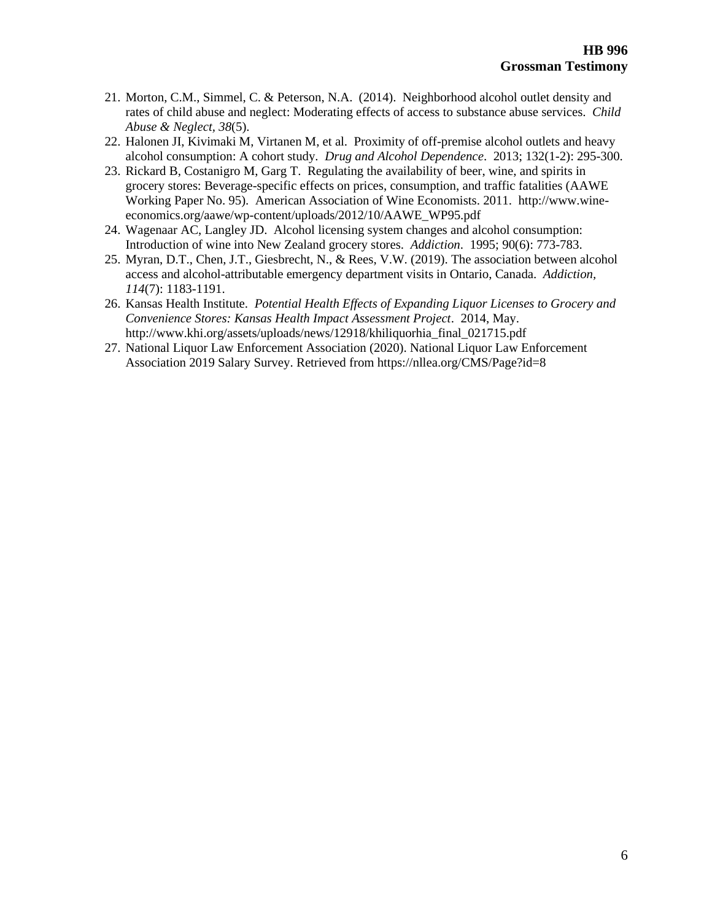21. Morton, C.M., Simmel, C. & Peterson, N.A. (2014). Neighborhood alcohol outlet density and rates of child abuse and neglect: Moderating effects of access to substance abuse services. *Child Abuse & Neglect, 38*(5).
22. Halonen JI, Kivimaki M, Virtanen M, et al. Proximity of off-premise alcohol outlets and heavy alcohol consumption: A cohort study. *Drug and Alcohol Dependence*. 2013; 132(1-2): 295-300.
23. Rickard B, Costanigro M, Garg T. Regulating the availability of beer, wine, and spirits in grocery stores: Beverage-specific effects on prices, consumption, and traffic fatalities (AAWE Working Paper No. 95). American Association of Wine Economists. 2011. http://www.wine-economics.org/aawe/wp-content/uploads/2012/10/AAWE_WP95.pdf
24. Wagenaar AC, Langley JD. Alcohol licensing system changes and alcohol consumption: Introduction of wine into New Zealand grocery stores. *Addiction*. 1995; 90(6): 773-783.
25. Myran, D.T., Chen, J.T., Giesbrecht, N., & Rees, V.W. (2019). The association between alcohol access and alcohol-attributable emergency department visits in Ontario, Canada. *Addiction, 114*(7): 1183-1191.
26. Kansas Health Institute. *Potential Health Effects of Expanding Liquor Licenses to Grocery and Convenience Stores: Kansas Health Impact Assessment Project*. 2014, May. http://www.khi.org/assets/uploads/news/12918/khiliquorhia_final_021715.pdf
27. National Liquor Law Enforcement Association (2020). National Liquor Law Enforcement Association 2019 Salary Survey. Retrieved from https://nllea.org/CMS/Page?id=8